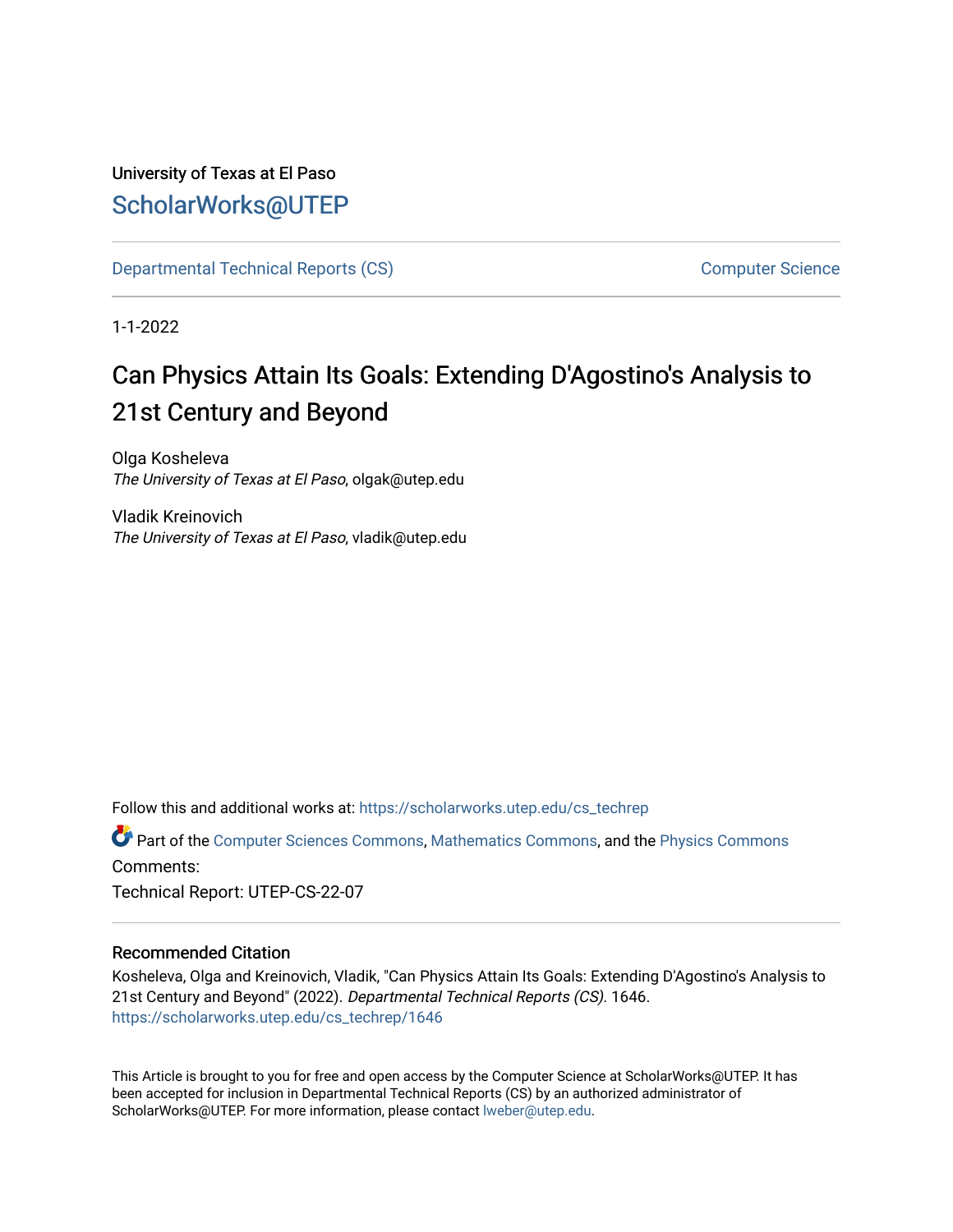University of Texas at El Paso

ScholarWorks@UTEP

Departmental Technical Reports (CS) Computer Science

1-1-2022

# Can Physics Attain Its Goals: Extending D'Agostino's Analysis to 21st Century and Beyond

Olga Kosheleva
*The University of Texas at El Paso*, olgak@utep.edu

Vladik Kreinovich
*The University of Texas at El Paso*, vladik@utep.edu

Follow this and additional works at: https://scholarworks.utep.edu/cs_techrep

Part of the Computer Sciences Commons, Mathematics Commons, and the Physics Commons

Comments:

Technical Report: UTEP-CS-22-07

### Recommended Citation

Kosheleva, Olga and Kreinovich, Vladik, "Can Physics Attain Its Goals: Extending D'Agostino's Analysis to 21st Century and Beyond" (2022). *Departmental Technical Reports (CS)*. 1646.
https://scholarworks.utep.edu/cs_techrep/1646

This Article is brought to you for free and open access by the Computer Science at ScholarWorks@UTEP. It has been accepted for inclusion in Departmental Technical Reports (CS) by an authorized administrator of ScholarWorks@UTEP. For more information, please contact lweber@utep.edu.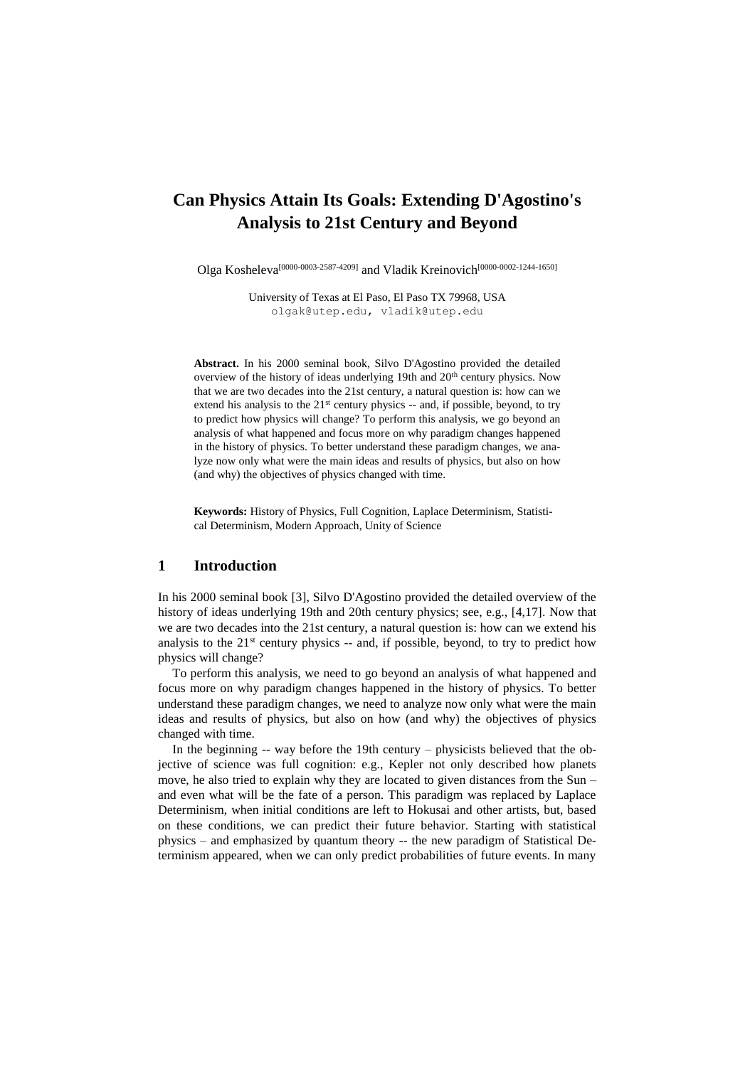# Can Physics Attain Its Goals: Extending D'Agostino's Analysis to 21st Century and Beyond

Olga Kosheleva[0000-0003-2587-4209] and Vladik Kreinovich[0000-0002-1244-1650]

University of Texas at El Paso, El Paso TX 79968, USA
olgak@utep.edu, vladik@utep.edu

**Abstract.** In his 2000 seminal book, Silvo D'Agostino provided the detailed overview of the history of ideas underlying 19th and 20th century physics. Now that we are two decades into the 21st century, a natural question is: how can we extend his analysis to the 21st century physics -- and, if possible, beyond, to try to predict how physics will change? To perform this analysis, we go beyond an analysis of what happened and focus more on why paradigm changes happened in the history of physics. To better understand these paradigm changes, we analyze now only what were the main ideas and results of physics, but also on how (and why) the objectives of physics changed with time.

**Keywords:** History of Physics, Full Cognition, Laplace Determinism, Statistical Determinism, Modern Approach, Unity of Science

## 1 Introduction

In his 2000 seminal book [3], Silvo D'Agostino provided the detailed overview of the history of ideas underlying 19th and 20th century physics; see, e.g., [4,17]. Now that we are two decades into the 21st century, a natural question is: how can we extend his analysis to the 21st century physics -- and, if possible, beyond, to try to predict how physics will change?

To perform this analysis, we need to go beyond an analysis of what happened and focus more on why paradigm changes happened in the history of physics. To better understand these paradigm changes, we need to analyze now only what were the main ideas and results of physics, but also on how (and why) the objectives of physics changed with time.

In the beginning -- way before the 19th century – physicists believed that the objective of science was full cognition: e.g., Kepler not only described how planets move, he also tried to explain why they are located to given distances from the Sun – and even what will be the fate of a person. This paradigm was replaced by Laplace Determinism, when initial conditions are left to Hokusai and other artists, but, based on these conditions, we can predict their future behavior. Starting with statistical physics – and emphasized by quantum theory -- the new paradigm of Statistical Determinism appeared, when we can only predict probabilities of future events. In many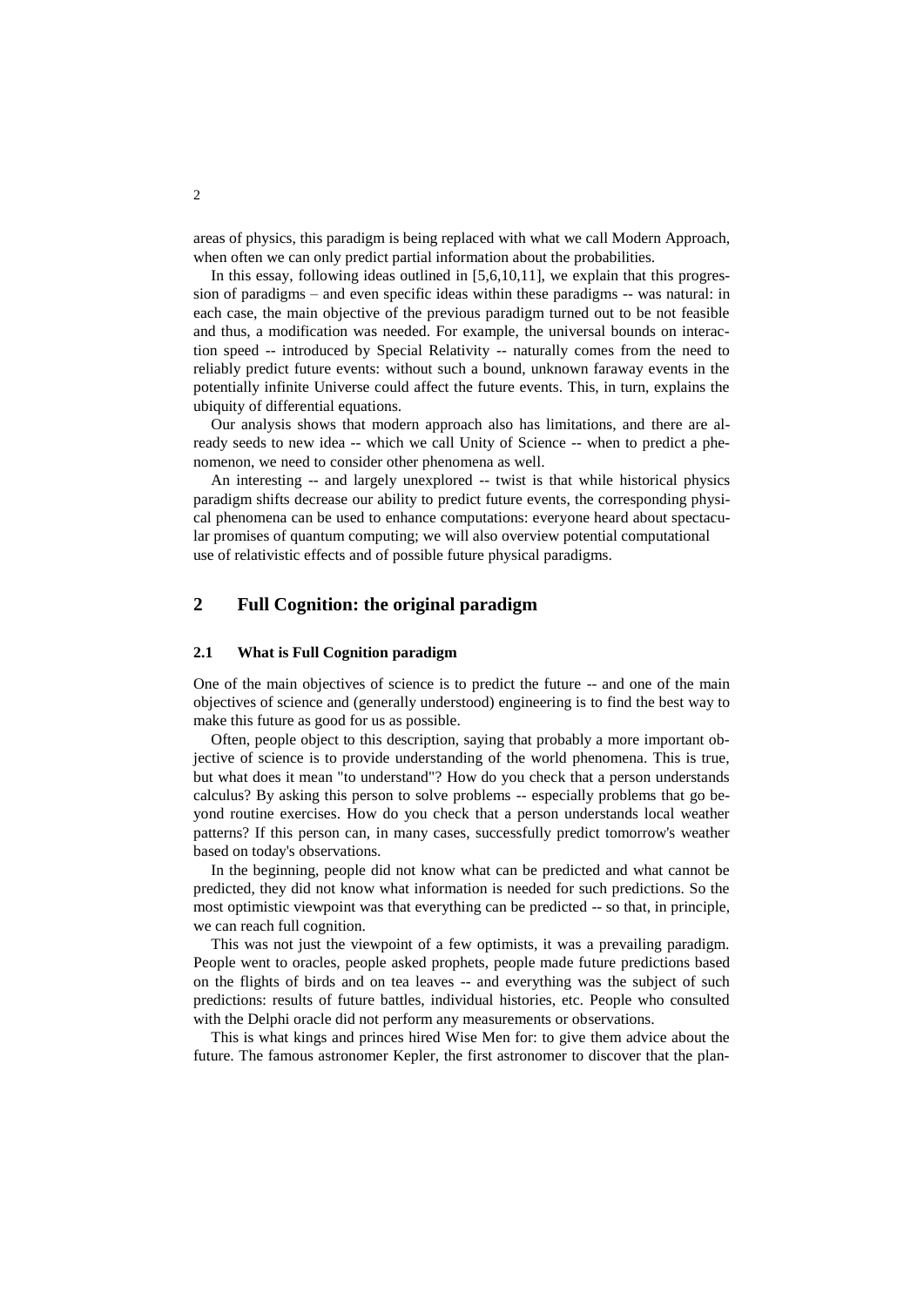areas of physics, this paradigm is being replaced with what we call Modern Approach, when often we can only predict partial information about the probabilities.

In this essay, following ideas outlined in [5,6,10,11], we explain that this progression of paradigms – and even specific ideas within these paradigms -- was natural: in each case, the main objective of the previous paradigm turned out to be not feasible and thus, a modification was needed. For example, the universal bounds on interaction speed -- introduced by Special Relativity -- naturally comes from the need to reliably predict future events: without such a bound, unknown faraway events in the potentially infinite Universe could affect the future events. This, in turn, explains the ubiquity of differential equations.

Our analysis shows that modern approach also has limitations, and there are already seeds to new idea -- which we call Unity of Science -- when to predict a phenomenon, we need to consider other phenomena as well.

An interesting -- and largely unexplored -- twist is that while historical physics paradigm shifts decrease our ability to predict future events, the corresponding physical phenomena can be used to enhance computations: everyone heard about spectacular promises of quantum computing; we will also overview potential computational use of relativistic effects and of possible future physical paradigms.

## 2 Full Cognition: the original paradigm

### 2.1 What is Full Cognition paradigm

One of the main objectives of science is to predict the future -- and one of the main objectives of science and (generally understood) engineering is to find the best way to make this future as good for us as possible.

Often, people object to this description, saying that probably a more important objective of science is to provide understanding of the world phenomena. This is true, but what does it mean "to understand"? How do you check that a person understands calculus? By asking this person to solve problems -- especially problems that go beyond routine exercises. How do you check that a person understands local weather patterns? If this person can, in many cases, successfully predict tomorrow's weather based on today's observations.

In the beginning, people did not know what can be predicted and what cannot be predicted, they did not know what information is needed for such predictions. So the most optimistic viewpoint was that everything can be predicted -- so that, in principle, we can reach full cognition.

This was not just the viewpoint of a few optimists, it was a prevailing paradigm. People went to oracles, people asked prophets, people made future predictions based on the flights of birds and on tea leaves -- and everything was the subject of such predictions: results of future battles, individual histories, etc. People who consulted with the Delphi oracle did not perform any measurements or observations.

This is what kings and princes hired Wise Men for: to give them advice about the future. The famous astronomer Kepler, the first astronomer to discover that the plan-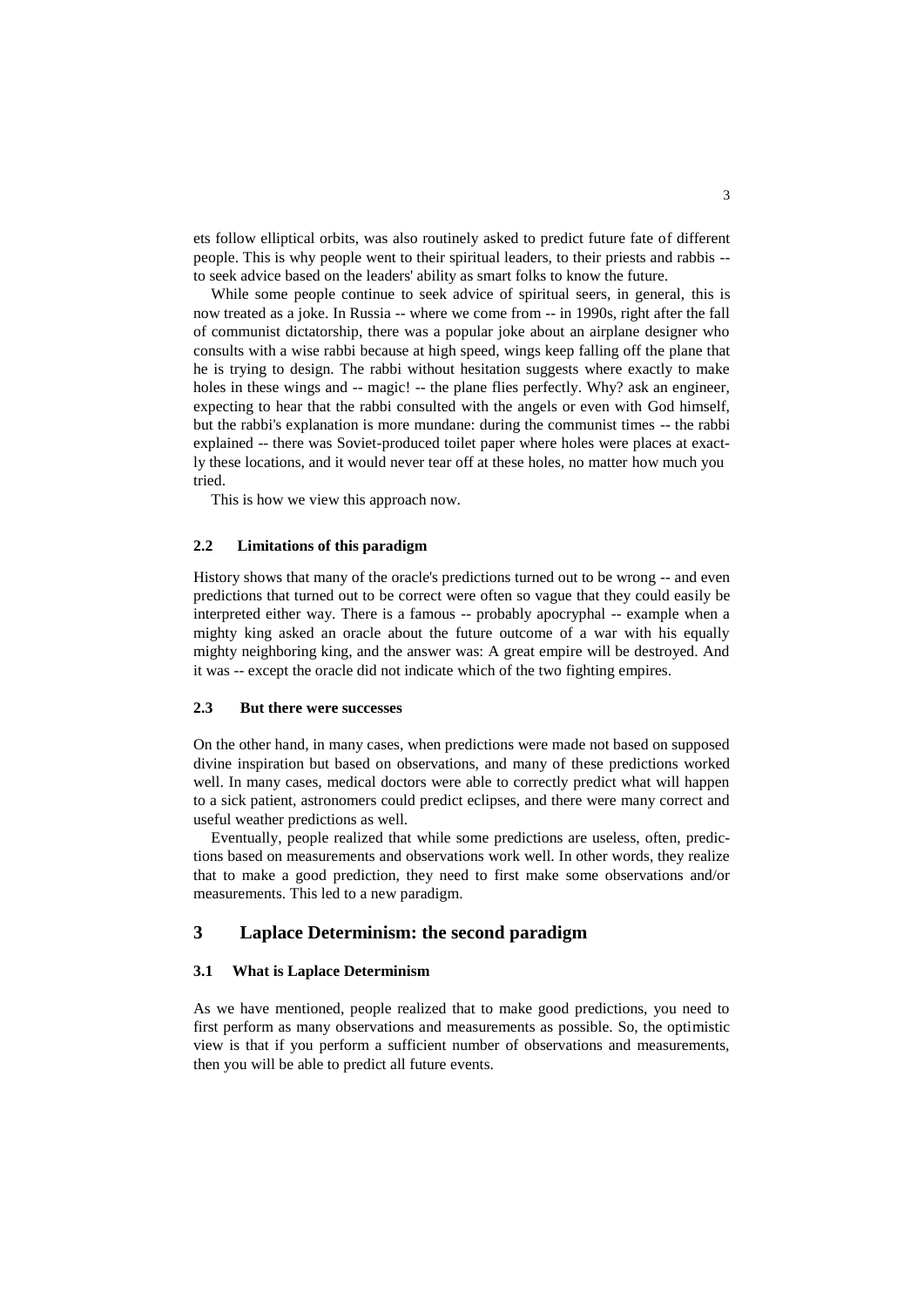ets follow elliptical orbits, was also routinely asked to predict future fate of different people. This is why people went to their spiritual leaders, to their priests and rabbis -- to seek advice based on the leaders' ability as smart folks to know the future.

While some people continue to seek advice of spiritual seers, in general, this is now treated as a joke. In Russia -- where we come from -- in 1990s, right after the fall of communist dictatorship, there was a popular joke about an airplane designer who consults with a wise rabbi because at high speed, wings keep falling off the plane that he is trying to design. The rabbi without hesitation suggests where exactly to make holes in these wings and -- magic! -- the plane flies perfectly. Why? ask an engineer, expecting to hear that the rabbi consulted with the angels or even with God himself, but the rabbi's explanation is more mundane: during the communist times -- the rabbi explained -- there was Soviet-produced toilet paper where holes were places at exactly these locations, and it would never tear off at these holes, no matter how much you tried.

This is how we view this approach now.

### 2.2 Limitations of this paradigm

History shows that many of the oracle's predictions turned out to be wrong -- and even predictions that turned out to be correct were often so vague that they could easily be interpreted either way. There is a famous -- probably apocryphal -- example when a mighty king asked an oracle about the future outcome of a war with his equally mighty neighboring king, and the answer was: A great empire will be destroyed. And it was -- except the oracle did not indicate which of the two fighting empires.

### 2.3 But there were successes

On the other hand, in many cases, when predictions were made not based on supposed divine inspiration but based on observations, and many of these predictions worked well. In many cases, medical doctors were able to correctly predict what will happen to a sick patient, astronomers could predict eclipses, and there were many correct and useful weather predictions as well.

Eventually, people realized that while some predictions are useless, often, predictions based on measurements and observations work well. In other words, they realize that to make a good prediction, they need to first make some observations and/or measurements. This led to a new paradigm.

## 3 Laplace Determinism: the second paradigm

### 3.1 What is Laplace Determinism

As we have mentioned, people realized that to make good predictions, you need to first perform as many observations and measurements as possible. So, the optimistic view is that if you perform a sufficient number of observations and measurements, then you will be able to predict all future events.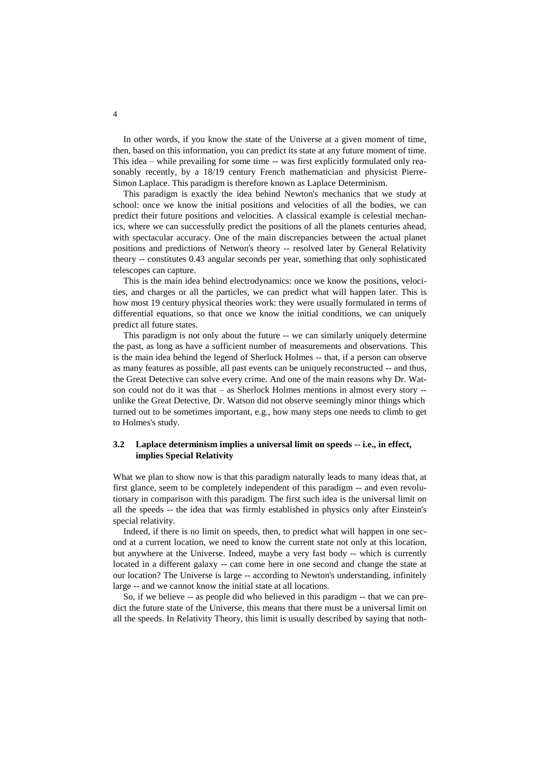In other words, if you know the state of the Universe at a given moment of time, then, based on this information, you can predict its state at any future moment of time. This idea – while prevailing for some time -- was first explicitly formulated only reasonably recently, by a 18/19 century French mathematician and physicist Pierre-Simon Laplace. This paradigm is therefore known as Laplace Determinism.

This paradigm is exactly the idea behind Newton's mechanics that we study at school: once we know the initial positions and velocities of all the bodies, we can predict their future positions and velocities. A classical example is celestial mechanics, where we can successfully predict the positions of all the planets centuries ahead, with spectacular accuracy. One of the main discrepancies between the actual planet positions and predictions of Netwon's theory -- resolved later by General Relativity theory -- constitutes 0.43 angular seconds per year, something that only sophisticated telescopes can capture.

This is the main idea behind electrodynamics: once we know the positions, velocities, and charges or all the particles, we can predict what will happen later. This is how most 19 century physical theories work: they were usually formulated in terms of differential equations, so that once we know the initial conditions, we can uniquely predict all future states.

This paradigm is not only about the future -- we can similarly uniquely determine the past, as long as have a sufficient number of measurements and observations. This is the main idea behind the legend of Sherlock Holmes -- that, if a person can observe as many features as possible, all past events can be uniquely reconstructed -- and thus, the Great Detective can solve every crime. And one of the main reasons why Dr. Watson could not do it was that – as Sherlock Holmes mentions in almost every story -- unlike the Great Detective, Dr. Watson did not observe seemingly minor things which turned out to be sometimes important, e.g., how many steps one needs to climb to get to Holmes's study.

### 3.2 Laplace determinism implies a universal limit on speeds -- i.e., in effect, implies Special Relativity

What we plan to show now is that this paradigm naturally leads to many ideas that, at first glance, seem to be completely independent of this paradigm -- and even revolutionary in comparison with this paradigm. The first such idea is the universal limit on all the speeds -- the idea that was firmly established in physics only after Einstein's special relativity.

Indeed, if there is no limit on speeds, then, to predict what will happen in one second at a current location, we need to know the current state not only at this location, but anywhere at the Universe. Indeed, maybe a very fast body -- which is currently located in a different galaxy -- can come here in one second and change the state at our location? The Universe is large -- according to Newton's understanding, infinitely large -- and we cannot know the initial state at all locations.

So, if we believe -- as people did who believed in this paradigm -- that we can predict the future state of the Universe, this means that there must be a universal limit on all the speeds. In Relativity Theory, this limit is usually described by saying that noth-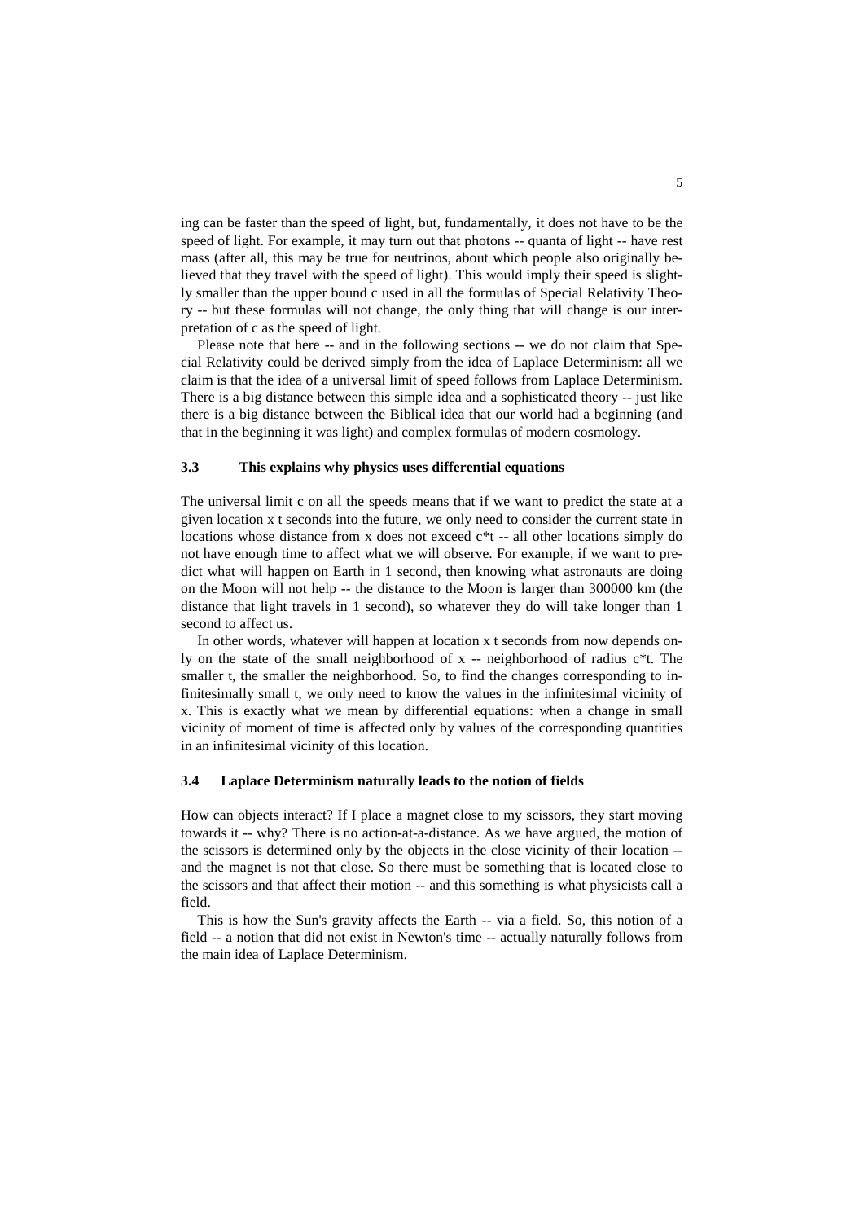ing can be faster than the speed of light, but, fundamentally, it does not have to be the speed of light. For example, it may turn out that photons -- quanta of light -- have rest mass (after all, this may be true for neutrinos, about which people also originally believed that they travel with the speed of light). This would imply their speed is slightly smaller than the upper bound c used in all the formulas of Special Relativity Theory -- but these formulas will not change, the only thing that will change is our interpretation of c as the speed of light.

Please note that here -- and in the following sections -- we do not claim that Special Relativity could be derived simply from the idea of Laplace Determinism: all we claim is that the idea of a universal limit of speed follows from Laplace Determinism. There is a big distance between this simple idea and a sophisticated theory -- just like there is a big distance between the Biblical idea that our world had a beginning (and that in the beginning it was light) and complex formulas of modern cosmology.

### 3.3 This explains why physics uses differential equations

The universal limit c on all the speeds means that if we want to predict the state at a given location x t seconds into the future, we only need to consider the current state in locations whose distance from x does not exceed $c*t$ -- all other locations simply do not have enough time to affect what we will observe. For example, if we want to predict what will happen on Earth in 1 second, then knowing what astronauts are doing on the Moon will not help -- the distance to the Moon is larger than 300000 km (the distance that light travels in 1 second), so whatever they do will take longer than 1 second to affect us.

In other words, whatever will happen at location x t seconds from now depends only on the state of the small neighborhood of x -- neighborhood of radius $c*t$. The smaller t, the smaller the neighborhood. So, to find the changes corresponding to infinitesimally small t, we only need to know the values in the infinitesimal vicinity of x. This is exactly what we mean by differential equations: when a change in small vicinity of moment of time is affected only by values of the corresponding quantities in an infinitesimal vicinity of this location.

### 3.4 Laplace Determinism naturally leads to the notion of fields

How can objects interact? If I place a magnet close to my scissors, they start moving towards it -- why? There is no action-at-a-distance. As we have argued, the motion of the scissors is determined only by the objects in the close vicinity of their location -- and the magnet is not that close. So there must be something that is located close to the scissors and that affect their motion -- and this something is what physicists call a field.

This is how the Sun's gravity affects the Earth -- via a field. So, this notion of a field -- a notion that did not exist in Newton's time -- actually naturally follows from the main idea of Laplace Determinism.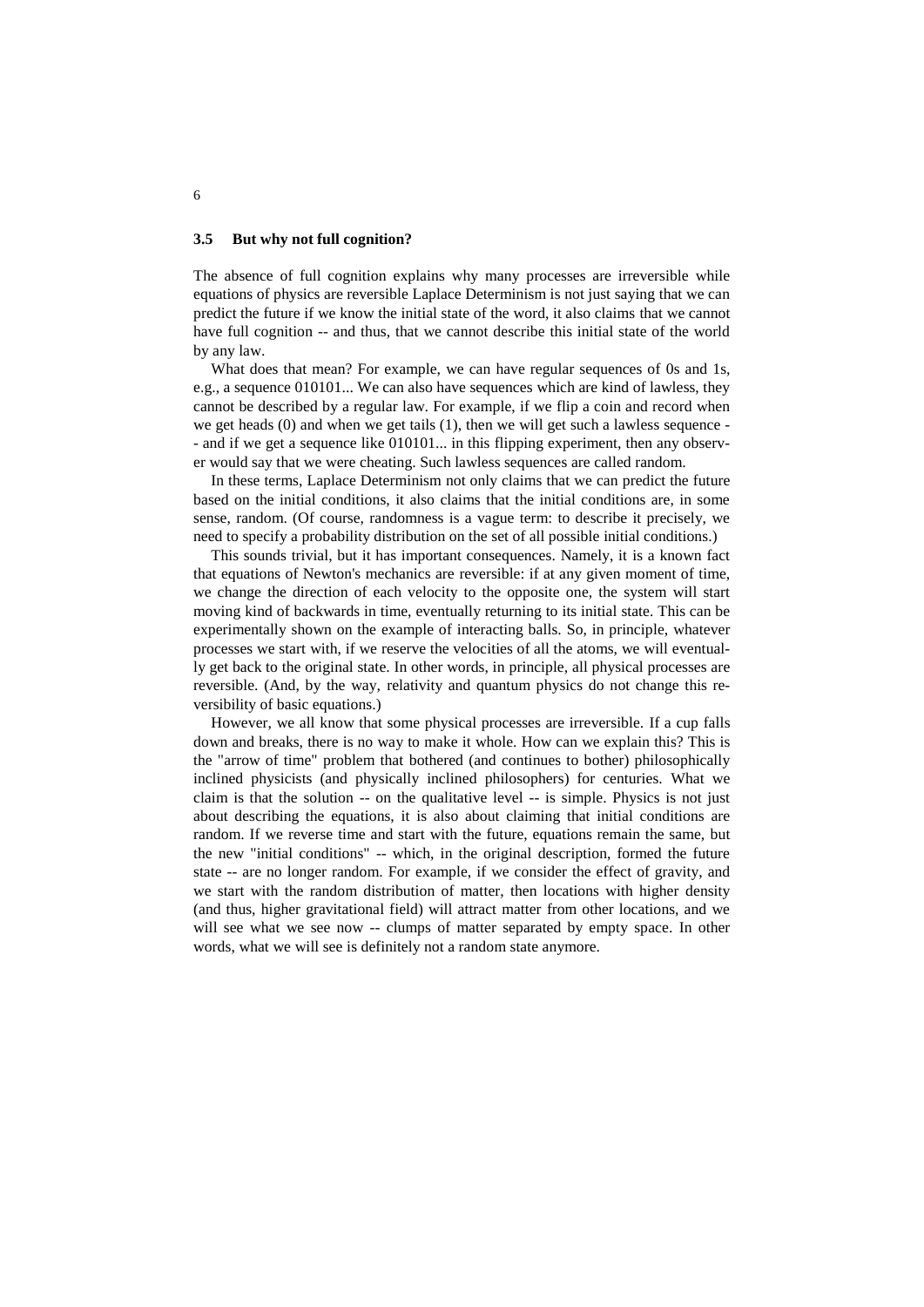### 3.5 But why not full cognition?

The absence of full cognition explains why many processes are irreversible while equations of physics are reversible Laplace Determinism is not just saying that we can predict the future if we know the initial state of the word, it also claims that we cannot have full cognition -- and thus, that we cannot describe this initial state of the world by any law.

What does that mean? For example, we can have regular sequences of 0s and 1s, e.g., a sequence 010101... We can also have sequences which are kind of lawless, they cannot be described by a regular law. For example, if we flip a coin and record when we get heads (0) and when we get tails (1), then we will get such a lawless sequence -- and if we get a sequence like 010101... in this flipping experiment, then any observer would say that we were cheating. Such lawless sequences are called random.

In these terms, Laplace Determinism not only claims that we can predict the future based on the initial conditions, it also claims that the initial conditions are, in some sense, random. (Of course, randomness is a vague term: to describe it precisely, we need to specify a probability distribution on the set of all possible initial conditions.)

This sounds trivial, but it has important consequences. Namely, it is a known fact that equations of Newton's mechanics are reversible: if at any given moment of time, we change the direction of each velocity to the opposite one, the system will start moving kind of backwards in time, eventually returning to its initial state. This can be experimentally shown on the example of interacting balls. So, in principle, whatever processes we start with, if we reserve the velocities of all the atoms, we will eventually get back to the original state. In other words, in principle, all physical processes are reversible. (And, by the way, relativity and quantum physics do not change this reversibility of basic equations.)

However, we all know that some physical processes are irreversible. If a cup falls down and breaks, there is no way to make it whole. How can we explain this? This is the "arrow of time" problem that bothered (and continues to bother) philosophically inclined physicists (and physically inclined philosophers) for centuries. What we claim is that the solution -- on the qualitative level -- is simple. Physics is not just about describing the equations, it is also about claiming that initial conditions are random. If we reverse time and start with the future, equations remain the same, but the new "initial conditions" -- which, in the original description, formed the future state -- are no longer random. For example, if we consider the effect of gravity, and we start with the random distribution of matter, then locations with higher density (and thus, higher gravitational field) will attract matter from other locations, and we will see what we see now -- clumps of matter separated by empty space. In other words, what we will see is definitely not a random state anymore.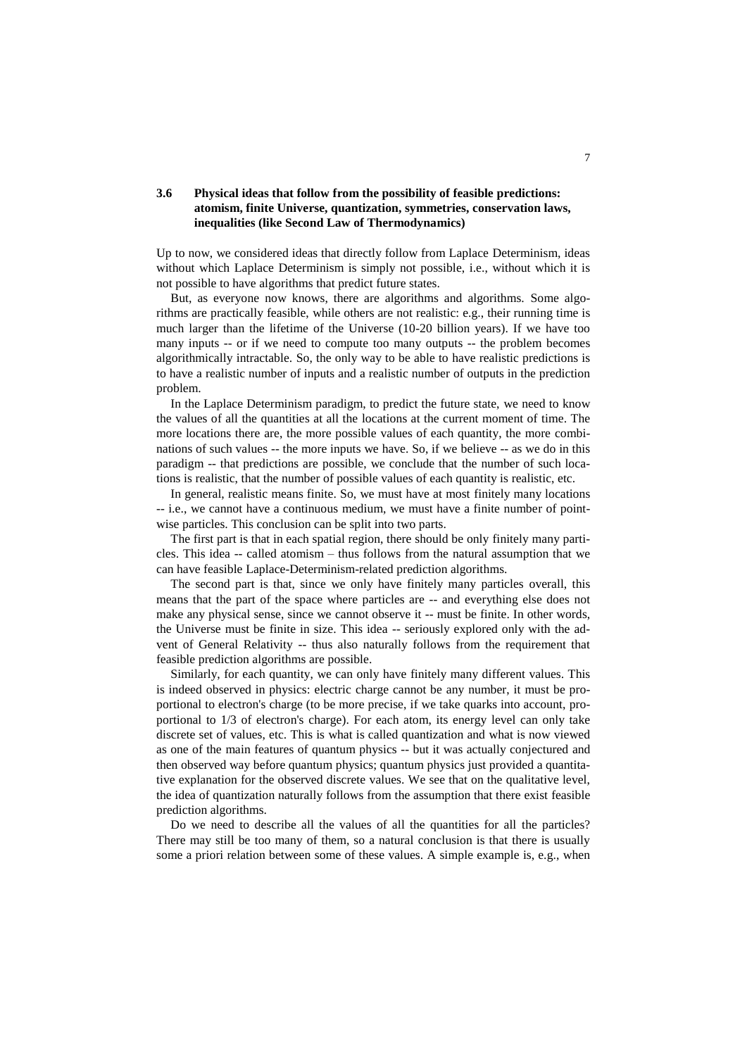### 3.6 Physical ideas that follow from the possibility of feasible predictions: atomism, finite Universe, quantization, symmetries, conservation laws, inequalities (like Second Law of Thermodynamics)

Up to now, we considered ideas that directly follow from Laplace Determinism, ideas without which Laplace Determinism is simply not possible, i.e., without which it is not possible to have algorithms that predict future states.

But, as everyone now knows, there are algorithms and algorithms. Some algorithms are practically feasible, while others are not realistic: e.g., their running time is much larger than the lifetime of the Universe (10-20 billion years). If we have too many inputs -- or if we need to compute too many outputs -- the problem becomes algorithmically intractable. So, the only way to be able to have realistic predictions is to have a realistic number of inputs and a realistic number of outputs in the prediction problem.

In the Laplace Determinism paradigm, to predict the future state, we need to know the values of all the quantities at all the locations at the current moment of time. The more locations there are, the more possible values of each quantity, the more combinations of such values -- the more inputs we have. So, if we believe -- as we do in this paradigm -- that predictions are possible, we conclude that the number of such locations is realistic, that the number of possible values of each quantity is realistic, etc.

In general, realistic means finite. So, we must have at most finitely many locations -- i.e., we cannot have a continuous medium, we must have a finite number of pointwise particles. This conclusion can be split into two parts.

The first part is that in each spatial region, there should be only finitely many particles. This idea -- called atomism – thus follows from the natural assumption that we can have feasible Laplace-Determinism-related prediction algorithms.

The second part is that, since we only have finitely many particles overall, this means that the part of the space where particles are -- and everything else does not make any physical sense, since we cannot observe it -- must be finite. In other words, the Universe must be finite in size. This idea -- seriously explored only with the advent of General Relativity -- thus also naturally follows from the requirement that feasible prediction algorithms are possible.

Similarly, for each quantity, we can only have finitely many different values. This is indeed observed in physics: electric charge cannot be any number, it must be proportional to electron's charge (to be more precise, if we take quarks into account, proportional to 1/3 of electron's charge). For each atom, its energy level can only take discrete set of values, etc. This is what is called quantization and what is now viewed as one of the main features of quantum physics -- but it was actually conjectured and then observed way before quantum physics; quantum physics just provided a quantitative explanation for the observed discrete values. We see that on the qualitative level, the idea of quantization naturally follows from the assumption that there exist feasible prediction algorithms.

Do we need to describe all the values of all the quantities for all the particles? There may still be too many of them, so a natural conclusion is that there is usually some a priori relation between some of these values. A simple example is, e.g., when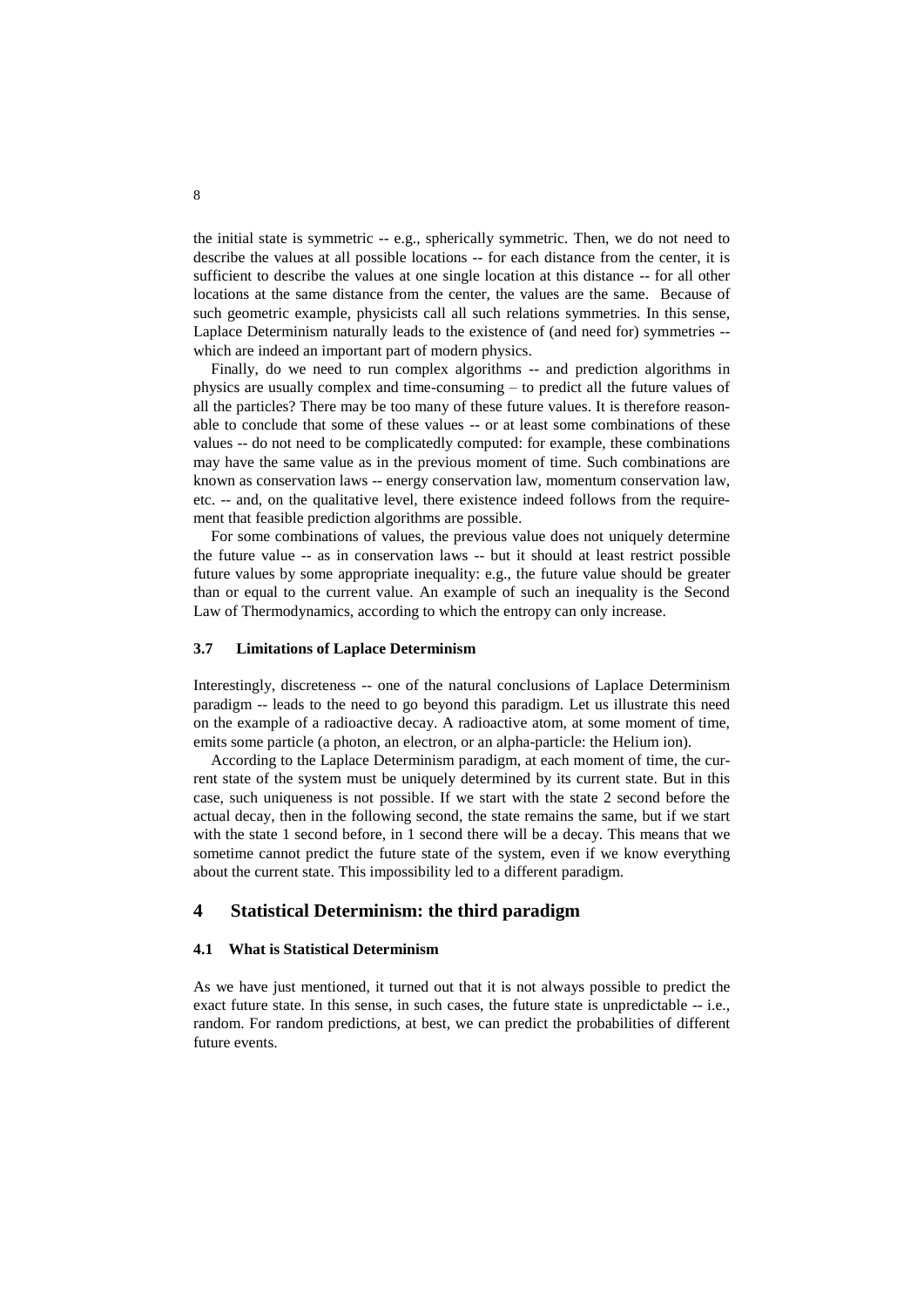the initial state is symmetric -- e.g., spherically symmetric. Then, we do not need to describe the values at all possible locations -- for each distance from the center, it is sufficient to describe the values at one single location at this distance -- for all other locations at the same distance from the center, the values are the same. Because of such geometric example, physicists call all such relations symmetries. In this sense, Laplace Determinism naturally leads to the existence of (and need for) symmetries -- which are indeed an important part of modern physics.

Finally, do we need to run complex algorithms -- and prediction algorithms in physics are usually complex and time-consuming – to predict all the future values of all the particles? There may be too many of these future values. It is therefore reasonable to conclude that some of these values -- or at least some combinations of these values -- do not need to be complicatedly computed: for example, these combinations may have the same value as in the previous moment of time. Such combinations are known as conservation laws -- energy conservation law, momentum conservation law, etc. -- and, on the qualitative level, there existence indeed follows from the requirement that feasible prediction algorithms are possible.

For some combinations of values, the previous value does not uniquely determine the future value -- as in conservation laws -- but it should at least restrict possible future values by some appropriate inequality: e.g., the future value should be greater than or equal to the current value. An example of such an inequality is the Second Law of Thermodynamics, according to which the entropy can only increase.

### 3.7 Limitations of Laplace Determinism

Interestingly, discreteness -- one of the natural conclusions of Laplace Determinism paradigm -- leads to the need to go beyond this paradigm. Let us illustrate this need on the example of a radioactive decay. A radioactive atom, at some moment of time, emits some particle (a photon, an electron, or an alpha-particle: the Helium ion).

According to the Laplace Determinism paradigm, at each moment of time, the current state of the system must be uniquely determined by its current state. But in this case, such uniqueness is not possible. If we start with the state 2 second before the actual decay, then in the following second, the state remains the same, but if we start with the state 1 second before, in 1 second there will be a decay. This means that we sometime cannot predict the future state of the system, even if we know everything about the current state. This impossibility led to a different paradigm.

## 4 Statistical Determinism: the third paradigm

### 4.1 What is Statistical Determinism

As we have just mentioned, it turned out that it is not always possible to predict the exact future state. In this sense, in such cases, the future state is unpredictable -- i.e., random. For random predictions, at best, we can predict the probabilities of different future events.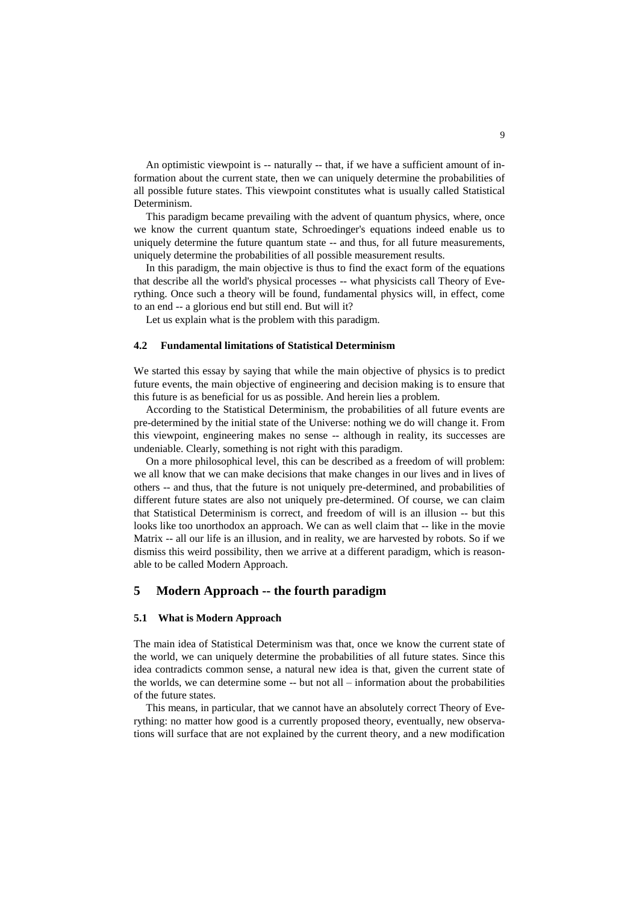An optimistic viewpoint is -- naturally -- that, if we have a sufficient amount of information about the current state, then we can uniquely determine the probabilities of all possible future states. This viewpoint constitutes what is usually called Statistical Determinism.

This paradigm became prevailing with the advent of quantum physics, where, once we know the current quantum state, Schroedinger's equations indeed enable us to uniquely determine the future quantum state -- and thus, for all future measurements, uniquely determine the probabilities of all possible measurement results.

In this paradigm, the main objective is thus to find the exact form of the equations that describe all the world's physical processes -- what physicists call Theory of Everything. Once such a theory will be found, fundamental physics will, in effect, come to an end -- a glorious end but still end. But will it?

Let us explain what is the problem with this paradigm.

### 4.2 Fundamental limitations of Statistical Determinism

We started this essay by saying that while the main objective of physics is to predict future events, the main objective of engineering and decision making is to ensure that this future is as beneficial for us as possible. And herein lies a problem.

According to the Statistical Determinism, the probabilities of all future events are pre-determined by the initial state of the Universe: nothing we do will change it. From this viewpoint, engineering makes no sense -- although in reality, its successes are undeniable. Clearly, something is not right with this paradigm.

On a more philosophical level, this can be described as a freedom of will problem: we all know that we can make decisions that make changes in our lives and in lives of others -- and thus, that the future is not uniquely pre-determined, and probabilities of different future states are also not uniquely pre-determined. Of course, we can claim that Statistical Determinism is correct, and freedom of will is an illusion -- but this looks like too unorthodox an approach. We can as well claim that -- like in the movie Matrix -- all our life is an illusion, and in reality, we are harvested by robots. So if we dismiss this weird possibility, then we arrive at a different paradigm, which is reasonable to be called Modern Approach.

## 5 Modern Approach -- the fourth paradigm

### 5.1 What is Modern Approach

The main idea of Statistical Determinism was that, once we know the current state of the world, we can uniquely determine the probabilities of all future states. Since this idea contradicts common sense, a natural new idea is that, given the current state of the worlds, we can determine some -- but not all – information about the probabilities of the future states.

This means, in particular, that we cannot have an absolutely correct Theory of Everything: no matter how good is a currently proposed theory, eventually, new observations will surface that are not explained by the current theory, and a new modification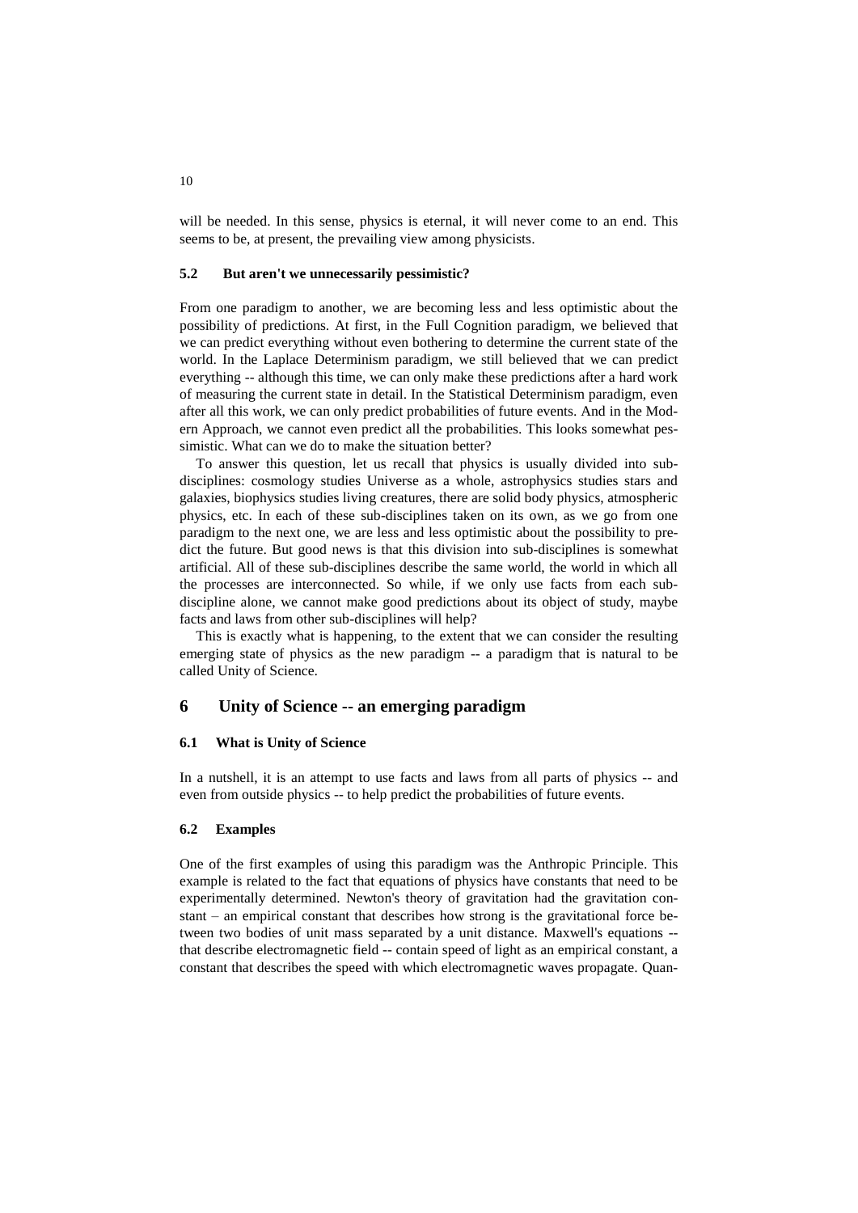will be needed. In this sense, physics is eternal, it will never come to an end. This seems to be, at present, the prevailing view among physicists.

### 5.2 But aren't we unnecessarily pessimistic?

From one paradigm to another, we are becoming less and less optimistic about the possibility of predictions. At first, in the Full Cognition paradigm, we believed that we can predict everything without even bothering to determine the current state of the world. In the Laplace Determinism paradigm, we still believed that we can predict everything -- although this time, we can only make these predictions after a hard work of measuring the current state in detail. In the Statistical Determinism paradigm, even after all this work, we can only predict probabilities of future events. And in the Modern Approach, we cannot even predict all the probabilities. This looks somewhat pessimistic. What can we do to make the situation better?

To answer this question, let us recall that physics is usually divided into sub-disciplines: cosmology studies Universe as a whole, astrophysics studies stars and galaxies, biophysics studies living creatures, there are solid body physics, atmospheric physics, etc. In each of these sub-disciplines taken on its own, as we go from one paradigm to the next one, we are less and less optimistic about the possibility to predict the future. But good news is that this division into sub-disciplines is somewhat artificial. All of these sub-disciplines describe the same world, the world in which all the processes are interconnected. So while, if we only use facts from each sub-discipline alone, we cannot make good predictions about its object of study, maybe facts and laws from other sub-disciplines will help?

This is exactly what is happening, to the extent that we can consider the resulting emerging state of physics as the new paradigm -- a paradigm that is natural to be called Unity of Science.

## 6 Unity of Science -- an emerging paradigm

### 6.1 What is Unity of Science

In a nutshell, it is an attempt to use facts and laws from all parts of physics -- and even from outside physics -- to help predict the probabilities of future events.

### 6.2 Examples

One of the first examples of using this paradigm was the Anthropic Principle. This example is related to the fact that equations of physics have constants that need to be experimentally determined. Newton's theory of gravitation had the gravitation constant – an empirical constant that describes how strong is the gravitational force between two bodies of unit mass separated by a unit distance. Maxwell's equations -- that describe electromagnetic field -- contain speed of light as an empirical constant, a constant that describes the speed with which electromagnetic waves propagate. Quan-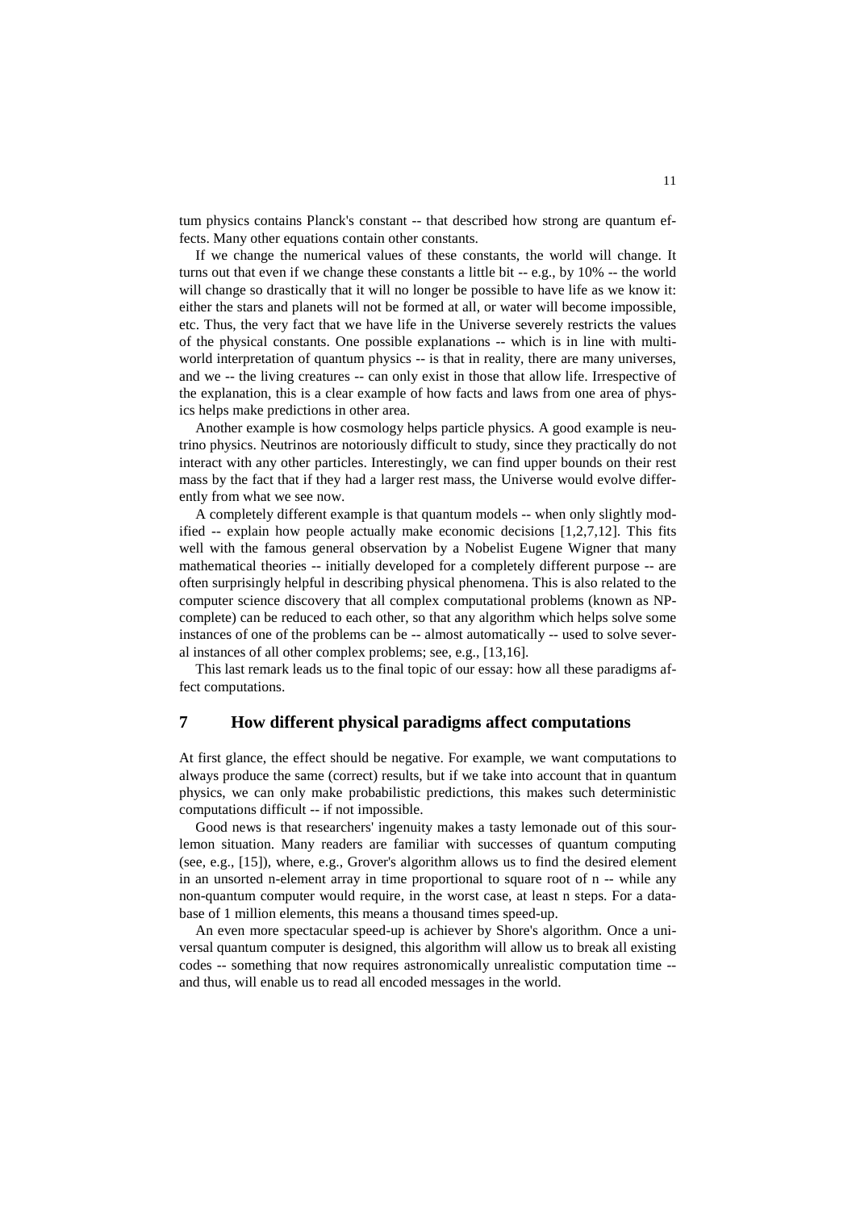tum physics contains Planck's constant -- that described how strong are quantum effects. Many other equations contain other constants.

If we change the numerical values of these constants, the world will change. It turns out that even if we change these constants a little bit -- e.g., by 10% -- the world will change so drastically that it will no longer be possible to have life as we know it: either the stars and planets will not be formed at all, or water will become impossible, etc. Thus, the very fact that we have life in the Universe severely restricts the values of the physical constants. One possible explanations -- which is in line with multi-world interpretation of quantum physics -- is that in reality, there are many universes, and we -- the living creatures -- can only exist in those that allow life. Irrespective of the explanation, this is a clear example of how facts and laws from one area of physics helps make predictions in other area.

Another example is how cosmology helps particle physics. A good example is neutrino physics. Neutrinos are notoriously difficult to study, since they practically do not interact with any other particles. Interestingly, we can find upper bounds on their rest mass by the fact that if they had a larger rest mass, the Universe would evolve differently from what we see now.

A completely different example is that quantum models -- when only slightly modified -- explain how people actually make economic decisions [1,2,7,12]. This fits well with the famous general observation by a Nobelist Eugene Wigner that many mathematical theories -- initially developed for a completely different purpose -- are often surprisingly helpful in describing physical phenomena. This is also related to the computer science discovery that all complex computational problems (known as NP-complete) can be reduced to each other, so that any algorithm which helps solve some instances of one of the problems can be -- almost automatically -- used to solve several instances of all other complex problems; see, e.g., [13,16].

This last remark leads us to the final topic of our essay: how all these paradigms affect computations.

## 7 How different physical paradigms affect computations

At first glance, the effect should be negative. For example, we want computations to always produce the same (correct) results, but if we take into account that in quantum physics, we can only make probabilistic predictions, this makes such deterministic computations difficult -- if not impossible.

Good news is that researchers' ingenuity makes a tasty lemonade out of this sour-lemon situation. Many readers are familiar with successes of quantum computing (see, e.g., [15]), where, e.g., Grover's algorithm allows us to find the desired element in an unsorted n-element array in time proportional to square root of n -- while any non-quantum computer would require, in the worst case, at least n steps. For a database of 1 million elements, this means a thousand times speed-up.

An even more spectacular speed-up is achiever by Shore's algorithm. Once a universal quantum computer is designed, this algorithm will allow us to break all existing codes -- something that now requires astronomically unrealistic computation time -- and thus, will enable us to read all encoded messages in the world.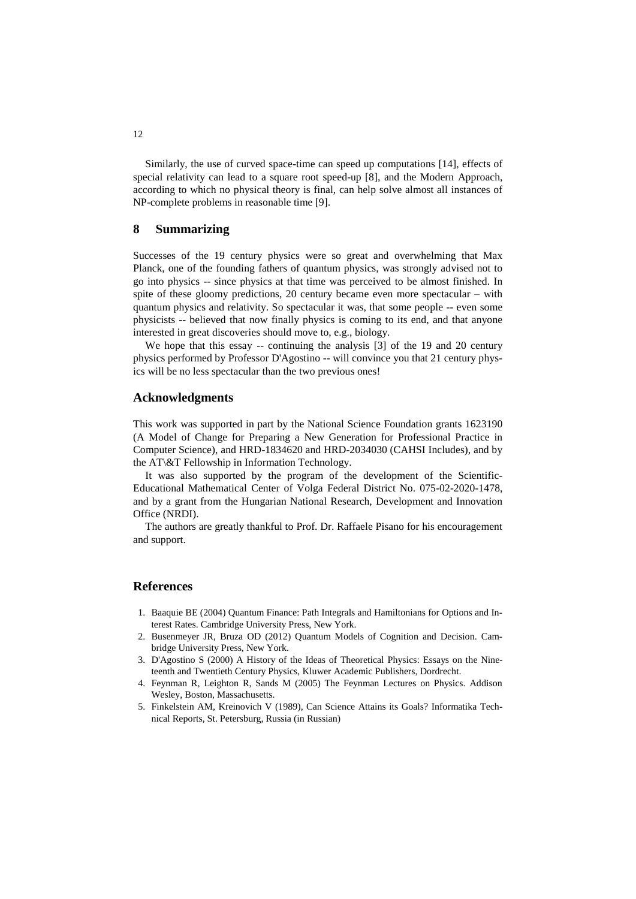Similarly, the use of curved space-time can speed up computations [14], effects of special relativity can lead to a square root speed-up [8], and the Modern Approach, according to which no physical theory is final, can help solve almost all instances of NP-complete problems in reasonable time [9].

## 8 Summarizing

Successes of the 19 century physics were so great and overwhelming that Max Planck, one of the founding fathers of quantum physics, was strongly advised not to go into physics -- since physics at that time was perceived to be almost finished. In spite of these gloomy predictions, 20 century became even more spectacular – with quantum physics and relativity. So spectacular it was, that some people -- even some physicists -- believed that now finally physics is coming to its end, and that anyone interested in great discoveries should move to, e.g., biology.

We hope that this essay -- continuing the analysis [3] of the 19 and 20 century physics performed by Professor D'Agostino -- will convince you that 21 century physics will be no less spectacular than the two previous ones!

## Acknowledgments

This work was supported in part by the National Science Foundation grants 1623190 (A Model of Change for Preparing a New Generation for Professional Practice in Computer Science), and HRD-1834620 and HRD-2034030 (CAHSI Includes), and by the AT\&T Fellowship in Information Technology.

It was also supported by the program of the development of the Scientific-Educational Mathematical Center of Volga Federal District No. 075-02-2020-1478, and by a grant from the Hungarian National Research, Development and Innovation Office (NRDI).

The authors are greatly thankful to Prof. Dr. Raffaele Pisano for his encouragement and support.

## References

1. Baaquie BE (2004) Quantum Finance: Path Integrals and Hamiltonians for Options and Interest Rates. Cambridge University Press, New York.
2. Busenmeyer JR, Bruza OD (2012) Quantum Models of Cognition and Decision. Cambridge University Press, New York.
3. D'Agostino S (2000) A History of the Ideas of Theoretical Physics: Essays on the Nineteenth and Twentieth Century Physics, Kluwer Academic Publishers, Dordrecht.
4. Feynman R, Leighton R, Sands M (2005) The Feynman Lectures on Physics. Addison Wesley, Boston, Massachusetts.
5. Finkelstein AM, Kreinovich V (1989), Can Science Attains its Goals? Informatika Technical Reports, St. Petersburg, Russia (in Russian)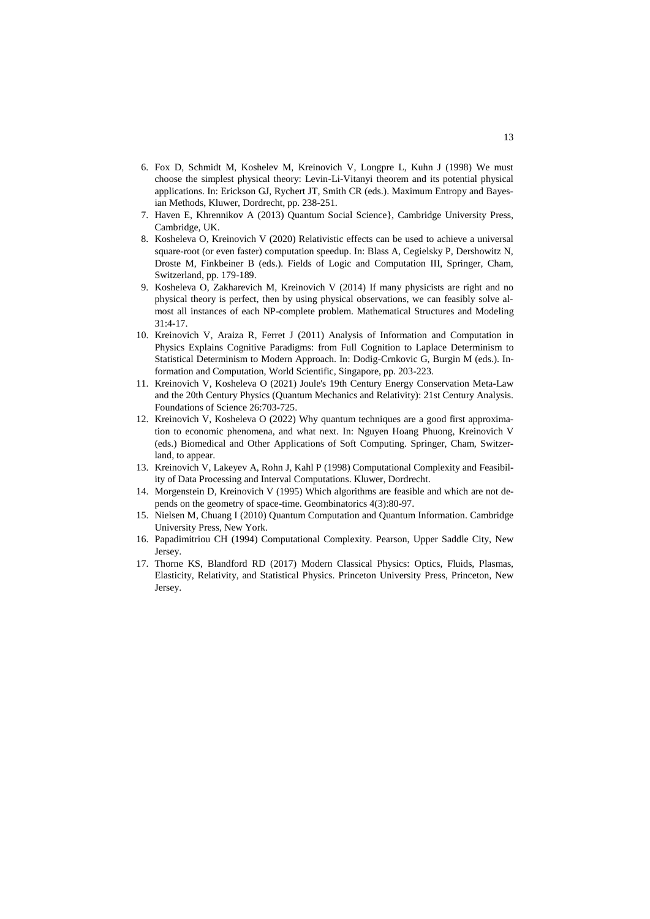6. Fox D, Schmidt M, Koshelev M, Kreinovich V, Longpre L, Kuhn J (1998) We must choose the simplest physical theory: Levin-Li-Vitanyi theorem and its potential physical applications. In: Erickson GJ, Rychert JT, Smith CR (eds.). Maximum Entropy and Bayesian Methods, Kluwer, Dordrecht, pp. 238-251.
7. Haven E, Khrennikov A (2013) Quantum Social Science}, Cambridge University Press, Cambridge, UK.
8. Kosheleva O, Kreinovich V (2020) Relativistic effects can be used to achieve a universal square-root (or even faster) computation speedup. In: Blass A, Cegielsky P, Dershowitz N, Droste M, Finkbeiner B (eds.). Fields of Logic and Computation III, Springer, Cham, Switzerland, pp. 179-189.
9. Kosheleva O, Zakharevich M, Kreinovich V (2014) If many physicists are right and no physical theory is perfect, then by using physical observations, we can feasibly solve almost all instances of each NP-complete problem. Mathematical Structures and Modeling 31:4-17.
10. Kreinovich V, Araiza R, Ferret J (2011) Analysis of Information and Computation in Physics Explains Cognitive Paradigms: from Full Cognition to Laplace Determinism to Statistical Determinism to Modern Approach. In: Dodig-Crnkovic G, Burgin M (eds.). Information and Computation, World Scientific, Singapore, pp. 203-223.
11. Kreinovich V, Kosheleva O (2021) Joule's 19th Century Energy Conservation Meta-Law and the 20th Century Physics (Quantum Mechanics and Relativity): 21st Century Analysis. Foundations of Science 26:703-725.
12. Kreinovich V, Kosheleva O (2022) Why quantum techniques are a good first approximation to economic phenomena, and what next. In: Nguyen Hoang Phuong, Kreinovich V (eds.) Biomedical and Other Applications of Soft Computing. Springer, Cham, Switzerland, to appear.
13. Kreinovich V, Lakeyev A, Rohn J, Kahl P (1998) Computational Complexity and Feasibility of Data Processing and Interval Computations. Kluwer, Dordrecht.
14. Morgenstein D, Kreinovich V (1995) Which algorithms are feasible and which are not depends on the geometry of space-time. Geombinatorics 4(3):80-97.
15. Nielsen M, Chuang I (2010) Quantum Computation and Quantum Information. Cambridge University Press, New York.
16. Papadimitriou CH (1994) Computational Complexity. Pearson, Upper Saddle City, New Jersey.
17. Thorne KS, Blandford RD (2017) Modern Classical Physics: Optics, Fluids, Plasmas, Elasticity, Relativity, and Statistical Physics. Princeton University Press, Princeton, New Jersey.